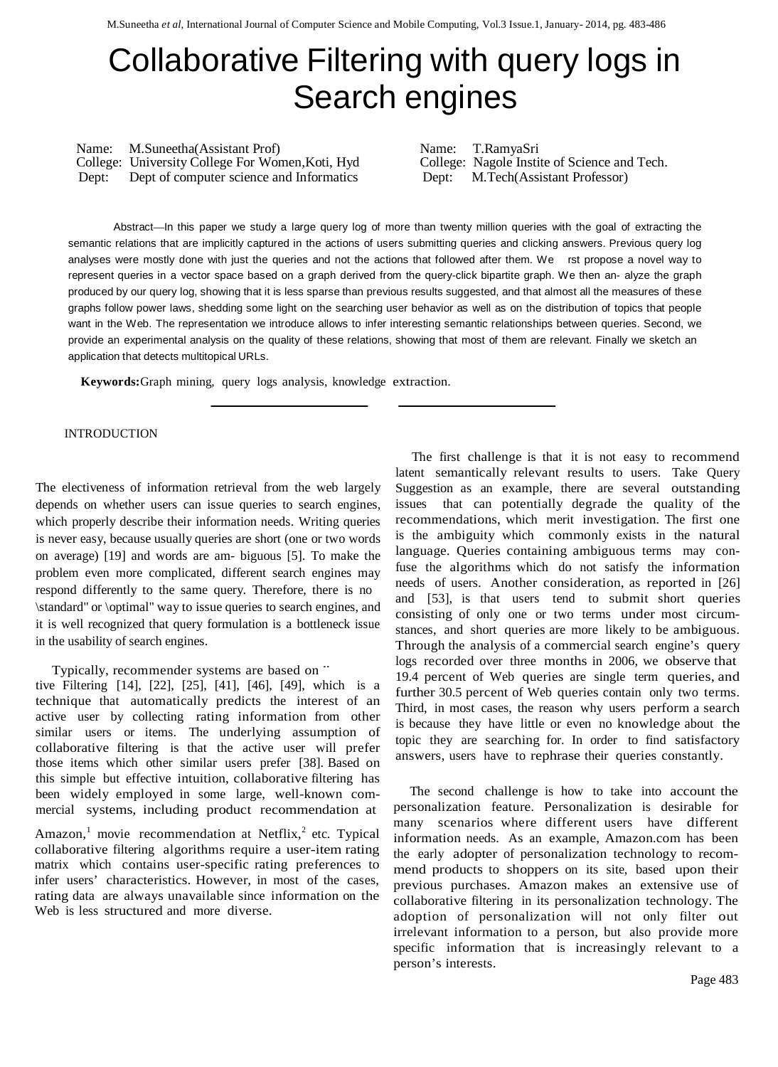# Collaborative Filtering with query logs in Search engines

Name: M.Suneetha(Assistant Prof)
College: University College For Women,Koti, Hyd
Dept: Dept of computer science and Informatics

Name: T.RamyaSri
College: Nagole Institе of Science and Tech.
Dept: M.Tech(Assistant Professor)

Abstract—In this paper we study a large query log of more than twenty million queries with the goal of extracting the semantic relations that are implicitly captured in the actions of users submitting queries and clicking answers. Previous query log analyses were mostly done with just the queries and not the actions that followed after them. We rst propose a novel way to represent queries in a vector space based on a graph derived from the query-click bipartite graph. We then an- alyze the graph produced by our query log, showing that it is less sparse than previous results suggested, and that almost all the measures of these graphs follow power laws, shedding some light on the searching user behavior as well as on the distribution of topics that people want in the Web. The representation we introduce allows to infer interesting semantic relationships between queries. Second, we provide an experimental analysis on the quality of these relations, showing that most of them are relevant. Finally we sketch an application that detects multitopical URLs.

**Keywords:** Graph mining, query logs analysis, knowledge extraction.

## INTRODUCTION

The electiveness of information retrieval from the web largely depends on whether users can issue queries to search engines, which properly describe their information needs. Writing queries is never easy, because usually queries are short (one or two words on average) [19] and words are am- biguous [5]. To make the problem even more complicated, different search engines may respond differently to the same query. Therefore, there is no \standard" or \optimal" way to issue queries to search engines, and it is well recognized that query formulation is a bottleneck issue in the usability of search engines.

Typically, recommender systems are based on ¨ tive Filtering [14], [22], [25], [41], [46], [49], which is a technique that automatically predicts the interest of an active user by collecting rating information from other similar users or items. The underlying assumption of collaborative filtering is that the active user will prefer those items which other similar users prefer [38]. Based on this simple but effective intuition, collaborative filtering has been widely employed in some large, well-known com- mercial systems, including product recommendation at

Amazon,[1] movie recommendation at Netflix,[2] etc. Typical collaborative filtering algorithms require a user-item rating matrix which contains user-specific rating preferences to infer users' characteristics. However, in most of the cases, rating data are always unavailable since information on the Web is less structured and more diverse.

The first challenge is that it is not easy to recommend latent semantically relevant results to users. Take Query Suggestion as an example, there are several outstanding issues that can potentially degrade the quality of the recommendations, which merit investigation. The first one is the ambiguity which commonly exists in the natural language. Queries containing ambiguous terms may con- fuse the algorithms which do not satisfy the information needs of users. Another consideration, as reported in [26] and [53], is that users tend to submit short queries consisting of only one or two terms under most circum- stances, and short queries are more likely to be ambiguous. Through the analysis of a commercial search engine's query logs recorded over three months in 2006, we observe that 19.4 percent of Web queries are single term queries, and further 30.5 percent of Web queries contain only two terms. Third, in most cases, the reason why users perform a search is because they have little or even no knowledge about the topic they are searching for. In order to find satisfactory answers, users have to rephrase their queries constantly.

The second challenge is how to take into account the personalization feature. Personalization is desirable for many scenarios where different users have different information needs. As an example, Amazon.com has been the early adopter of personalization technology to recom- mend products to shoppers on its site, based upon their previous purchases. Amazon makes an extensive use of collaborative filtering in its personalization technology. The adoption of personalization will not only filter out irrelevant information to a person, but also provide more specific information that is increasingly relevant to a person's interests.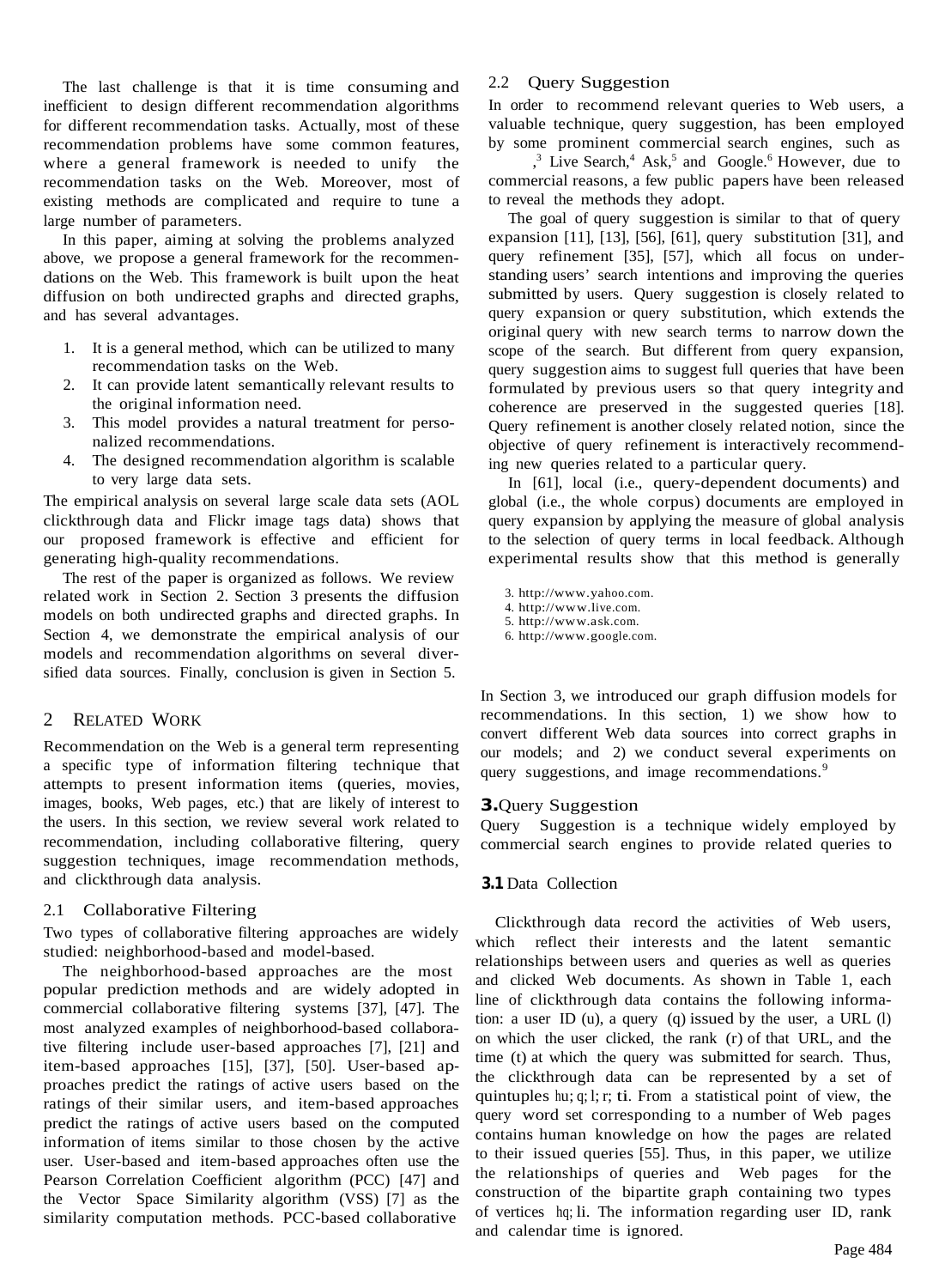The last challenge is that it is time consuming and inefficient to design different recommendation algorithms for different recommendation tasks. Actually, most of these recommendation problems have some common features, where a general framework is needed to unify the recommendation tasks on the Web. Moreover, most of existing methods are complicated and require to tune a large number of parameters.

In this paper, aiming at solving the problems analyzed above, we propose a general framework for the recommendations on the Web. This framework is built upon the heat diffusion on both undirected graphs and directed graphs, and has several advantages.

1. It is a general method, which can be utilized to many recommendation tasks on the Web.
2. It can provide latent semantically relevant results to the original information need.
3. This model provides a natural treatment for personalized recommendations.
4. The designed recommendation algorithm is scalable to very large data sets.

The empirical analysis on several large scale data sets (AOL clickthrough data and Flickr image tags data) shows that our proposed framework is effective and efficient for generating high-quality recommendations.

The rest of the paper is organized as follows. We review related work in Section 2. Section 3 presents the diffusion models on both undirected graphs and directed graphs. In Section 4, we demonstrate the empirical analysis of our models and recommendation algorithms on several diversified data sources. Finally, conclusion is given in Section 5.

## 2 Related Work

Recommendation on the Web is a general term representing a specific type of information filtering technique that attempts to present information items (queries, movies, images, books, Web pages, etc.) that are likely of interest to the users. In this section, we review several work related to recommendation, including collaborative filtering, query suggestion techniques, image recommendation methods, and clickthrough data analysis.

### 2.1 Collaborative Filtering

Two types of collaborative filtering approaches are widely studied: neighborhood-based and model-based.

The neighborhood-based approaches are the most popular prediction methods and are widely adopted in commercial collaborative filtering systems [37], [47]. The most analyzed examples of neighborhood-based collaborative filtering include user-based approaches [7], [21] and item-based approaches [15], [37], [50]. User-based approaches predict the ratings of active users based on the ratings of their similar users, and item-based approaches predict the ratings of active users based on the computed information of items similar to those chosen by the active user. User-based and item-based approaches often use the Pearson Correlation Coefficient algorithm (PCC) [47] and the Vector Space Similarity algorithm (VSS) [7] as the similarity computation methods. PCC-based collaborative

### 2.2 Query Suggestion

In order to recommend relevant queries to Web users, a valuable technique, query suggestion, has been employed by some prominent commercial search engines, such as ,[3] Live Search,[4] Ask,[5] and Google.[6] However, due to commercial reasons, a few public papers have been released to reveal the methods they adopt.

The goal of query suggestion is similar to that of query expansion [11], [13], [56], [61], query substitution [31], and query refinement [35], [57], which all focus on understanding users' search intentions and improving the queries submitted by users. Query suggestion is closely related to query expansion or query substitution, which extends the original query with new search terms to narrow down the scope of the search. But different from query expansion, query suggestion aims to suggest full queries that have been formulated by previous users so that query integrity and coherence are preserved in the suggested queries [18]. Query refinement is another closely related notion, since the objective of query refinement is interactively recommending new queries related to a particular query.

In [61], local (i.e., query-dependent documents) and global (i.e., the whole corpus) documents are employed in query expansion by applying the measure of global analysis to the selection of query terms in local feedback. Although experimental results show that this method is generally

3. http://www.yahoo.com.
4. http://www.live.com.
5. http://www.ask.com.
6. http://www.google.com.

In Section 3, we introduced our graph diffusion models for recommendations. In this section, 1) we show how to convert different Web data sources into correct graphs in our models; and 2) we conduct several experiments on query suggestions, and image recommendations.[9]

## 3. Query Suggestion

Query Suggestion is a technique widely employed by commercial search engines to provide related queries to

### 3.1 Data Collection

Clickthrough data record the activities of Web users, which reflect their interests and the latent semantic relationships between users and queries as well as queries and clicked Web documents. As shown in Table 1, each line of clickthrough data contains the following information: a user ID (u), a query (q) issued by the user, a URL (l) on which the user clicked, the rank (r) of that URL, and the time (t) at which the query was submitted for search. Thus, the clickthrough data can be represented by a set of quintuples $\langle u; q; l; r; t \rangle$. From a statistical point of view, the query word set corresponding to a number of Web pages contains human knowledge on how the pages are related to their issued queries [55]. Thus, in this paper, we utilize the relationships of queries and Web pages for the construction of the bipartite graph containing two types of vertices $\langle q; l \rangle$. The information regarding user ID, rank and calendar time is ignored.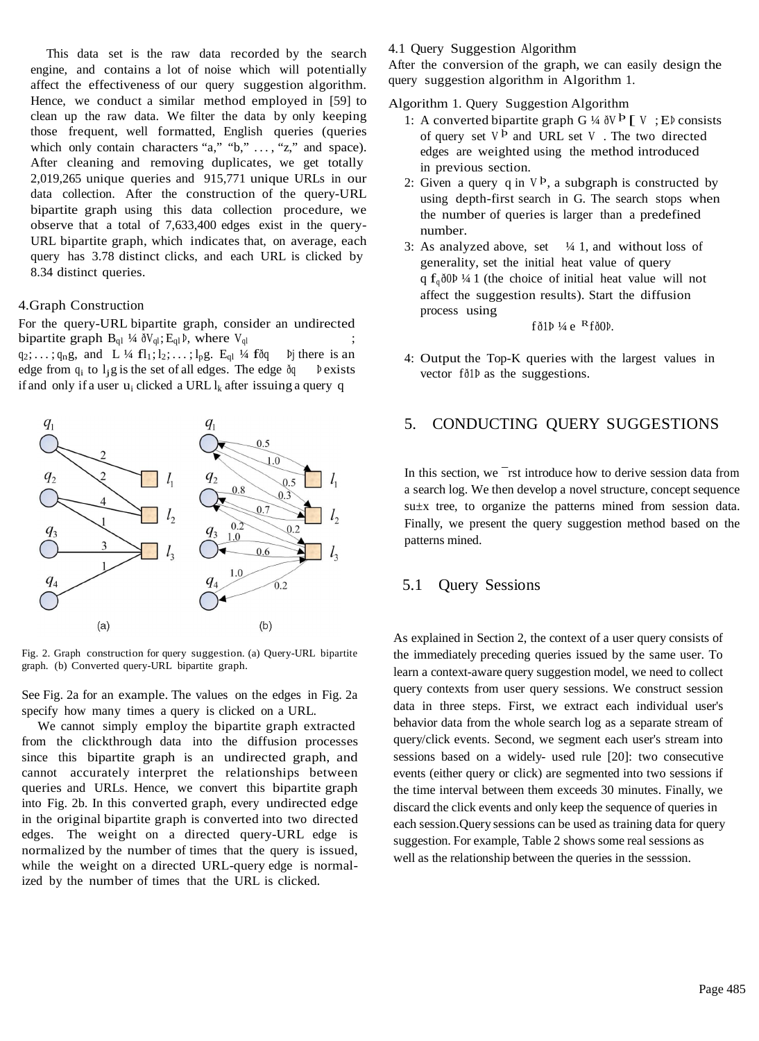This data set is the raw data recorded by the search engine, and contains a lot of noise which will potentially affect the effectiveness of our query suggestion algorithm. Hence, we conduct a similar method employed in [59] to clean up the raw data. We filter the data by only keeping those frequent, well formatted, English queries (queries which only contain characters "a," "b," . . . , "z," and space). After cleaning and removing duplicates, we get totally 2,019,265 unique queries and 915,771 unique URLs in our data collection. After the construction of the query-URL bipartite graph using this data collection procedure, we observe that a total of 7,633,400 edges exist in the query-URL bipartite graph, which indicates that, on average, each query has 3.78 distinct clicks, and each URL is clicked by 8.34 distinct queries.

## 4.Graph Construction

For the query-URL bipartite graph, consider an undirected bipartite graph $B_{ql} = (V_{ql}; E_{ql})$, where $V_{ql}$ ; $q_2; \ldots; q_n\}$, and $L = \{l_1; l_2; \ldots; l_p\}$. $E_{ql} = \{(q$ $)|$ there is an edge from $q_i$ to $l_j\}$ is the set of all edges. The edge $(q$ $)$ exists if and only if a user $u_i$ clicked a URL $l_k$ after issuing a query q

Fig. 2. Graph construction for query suggestion. (a) Query-URL bipartite graph. (b) Converted query-URL bipartite graph.

See Fig. 2a for an example. The values on the edges in Fig. 2a specify how many times a query is clicked on a URL.

We cannot simply employ the bipartite graph extracted from the clickthrough data into the diffusion processes since this bipartite graph is an undirected graph, and cannot accurately interpret the relationships between queries and URLs. Hence, we convert this bipartite graph into Fig. 2b. In this converted graph, every undirected edge in the original bipartite graph is converted into two directed edges. The weight on a directed query-URL edge is normalized by the number of times that the query is issued, while the weight on a directed URL-query edge is normalized by the number of times that the URL is clicked.

### 4.1 Query Suggestion Algorithm

After the conversion of the graph, we can easily design the query suggestion algorithm in Algorithm 1.

Algorithm 1. Query Suggestion Algorithm

1: A converted bipartite graph $G = (V^{+} \cup V$ $; E)$ consists of query set $V^{+}$ and URL set $V$ . The two directed edges are weighted using the method introduced in previous section.

2: Given a query q in $V^{+}$, a subgraph is constructed by using depth-first search in G. The search stops when the number of queries is larger than a predefined number.

3: As analyzed above, set $= 1$, and without loss of generality, set the initial heat value of query q $f_q(0) = 1$ (the choice of initial heat value will not affect the suggestion results). Start the diffusion process using

$$f(1) = e^{R} f(0).$$

4: Output the Top-K queries with the largest values in vector $f(1)$ as the suggestions.

## 5. CONDUCTING QUERY SUGGESTIONS

In this section, we first introduce how to derive session data from a search log. We then develop a novel structure, concept sequence suffix tree, to organize the patterns mined from session data. Finally, we present the query suggestion method based on the patterns mined.

### 5.1 Query Sessions

As explained in Section 2, the context of a user query consists of the immediately preceding queries issued by the same user. To learn a context-aware query suggestion model, we need to collect query contexts from user query sessions. We construct session data in three steps. First, we extract each individual user's behavior data from the whole search log as a separate stream of query/click events. Second, we segment each user's stream into sessions based on a widely- used rule [20]: two consecutive events (either query or click) are segmented into two sessions if the time interval between them exceeds 30 minutes. Finally, we discard the click events and only keep the sequence of queries in each session.Query sessions can be used as training data for query suggestion. For example, Table 2 shows some real sessions as well as the relationship between the queries in the sesssion.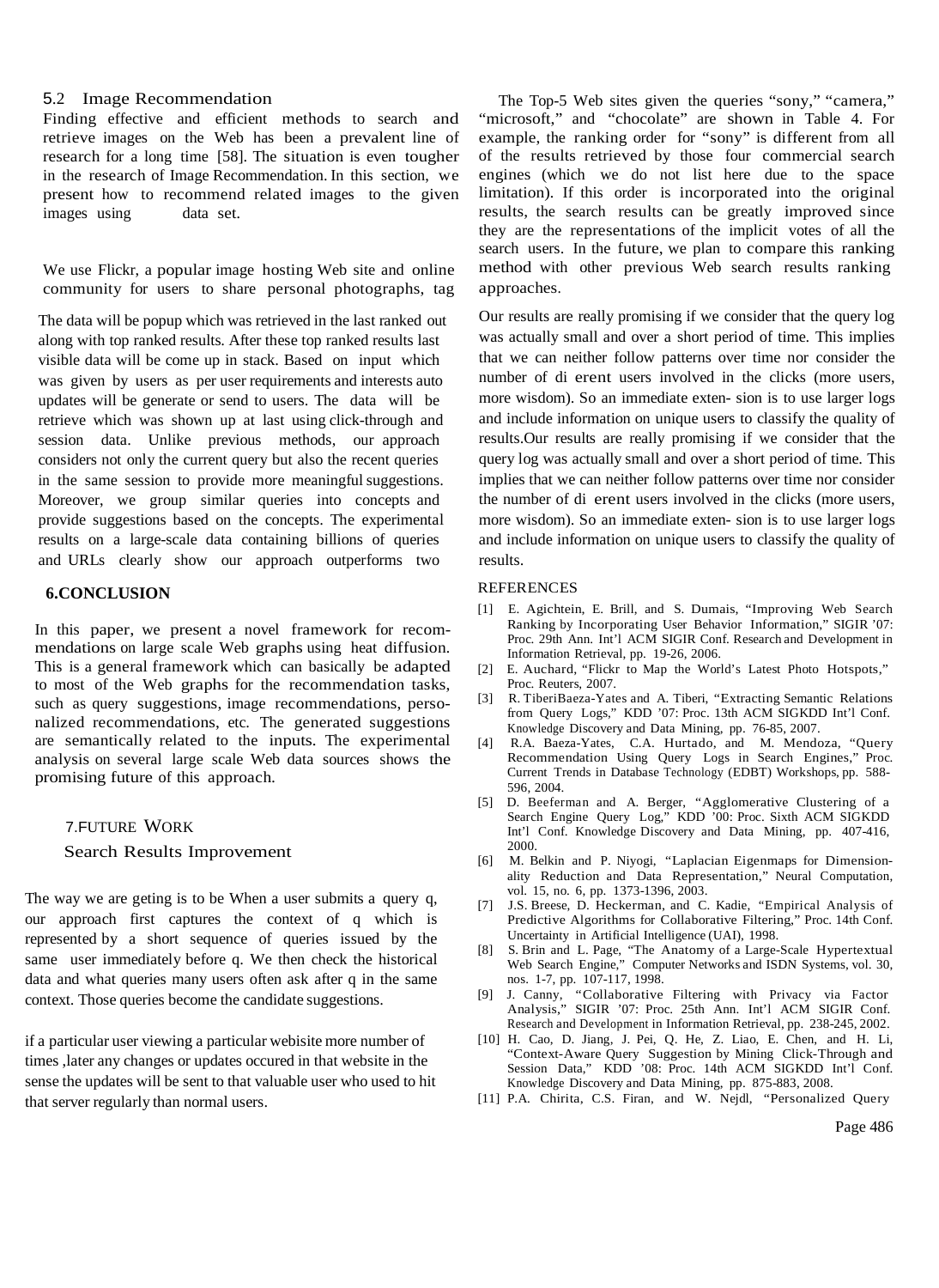## 5.2 Image Recommendation

Finding effective and efficient methods to search and retrieve images on the Web has been a prevalent line of research for a long time [58]. The situation is even tougher in the research of Image Recommendation. In this section, we present how to recommend related images to the given images using data set.

We use Flickr, a popular image hosting Web site and online community for users to share personal photographs, tag

The data will be popup which was retrieved in the last ranked out along with top ranked results. After these top ranked results last visible data will be come up in stack. Based on input which was given by users as per user requirements and interests auto updates will be generate or send to users. The data will be retrieve which was shown up at last using click-through and session data. Unlike previous methods, our approach considers not only the current query but also the recent queries in the same session to provide more meaningful suggestions. Moreover, we group similar queries into concepts and provide suggestions based on the concepts. The experimental results on a large-scale data containing billions of queries and URLs clearly show our approach outperforms two

## 6.CONCLUSION

In this paper, we present a novel framework for recom- mendations on large scale Web graphs using heat diffusion. This is a general framework which can basically be adapted to most of the Web graphs for the recommendation tasks, such as query suggestions, image recommendations, perso- nalized recommendations, etc. The generated suggestions are semantically related to the inputs. The experimental analysis on several large scale Web data sources shows the promising future of this approach.

## 7.FUTURE WORK

### Search Results Improvement

The way we are geting is to be When a user submits a query q, our approach first captures the context of q which is represented by a short sequence of queries issued by the same user immediately before q. We then check the historical data and what queries many users often ask after q in the same context. Those queries become the candidate suggestions.

if a particular user viewing a particular webisite more number of times ,later any changes or updates occured in that website in the sense the updates will be sent to that valuable user who used to hit that server regularly than normal users.

The Top-5 Web sites given the queries "sony," "camera," "microsoft," and "chocolate" are shown in Table 4. For example, the ranking order for "sony" is different from all of the results retrieved by those four commercial search engines (which we do not list here due to the space limitation). If this order is incorporated into the original results, the search results can be greatly improved since they are the representations of the implicit votes of all the search users. In the future, we plan to compare this ranking method with other previous Web search results ranking approaches.

Our results are really promising if we consider that the query log was actually small and over a short period of time. This implies that we can neither follow patterns over time nor consider the number of di erent users involved in the clicks (more users, more wisdom). So an immediate exten- sion is to use larger logs and include information on unique users to classify the quality of results.Our results are really promising if we consider that the query log was actually small and over a short period of time. This implies that we can neither follow patterns over time nor consider the number of di erent users involved in the clicks (more users, more wisdom). So an immediate exten- sion is to use larger logs and include information on unique users to classify the quality of results.

## REFERENCES

[1] E. Agichtein, E. Brill, and S. Dumais, "Improving Web Search Ranking by Incorporating User Behavior Information," SIGIR '07: Proc. 29th Ann. Int'l ACM SIGIR Conf. Research and Development in Information Retrieval, pp. 19-26, 2006.

[2] E. Auchard, "Flickr to Map the World's Latest Photo Hotspots," Proc. Reuters, 2007.

[3] R. TiberiBaeza-Yates and A. Tiberi, "Extracting Semantic Relations from Query Logs," KDD '07: Proc. 13th ACM SIGKDD Int'l Conf. Knowledge Discovery and Data Mining, pp. 76-85, 2007.

[4] R.A. Baeza-Yates, C.A. Hurtado, and M. Mendoza, "Query Recommendation Using Query Logs in Search Engines," Proc. Current Trends in Database Technology (EDBT) Workshops, pp. 588-596, 2004.

[5] D. Beeferman and A. Berger, "Agglomerative Clustering of a Search Engine Query Log," KDD '00: Proc. Sixth ACM SIGKDD Int'l Conf. Knowledge Discovery and Data Mining, pp. 407-416, 2000.

[6] M. Belkin and P. Niyogi, "Laplacian Eigenmaps for Dimension- ality Reduction and Data Representation," Neural Computation, vol. 15, no. 6, pp. 1373-1396, 2003.

[7] J.S. Breese, D. Heckerman, and C. Kadie, "Empirical Analysis of Predictive Algorithms for Collaborative Filtering," Proc. 14th Conf. Uncertainty in Artificial Intelligence (UAI), 1998.

[8] S. Brin and L. Page, "The Anatomy of a Large-Scale Hypertextual Web Search Engine," Computer Networks and ISDN Systems, vol. 30, nos. 1-7, pp. 107-117, 1998.

[9] J. Canny, "Collaborative Filtering with Privacy via Factor Analysis," SIGIR '07: Proc. 25th Ann. Int'l ACM SIGIR Conf. Research and Development in Information Retrieval, pp. 238-245, 2002.

[10] H. Cao, D. Jiang, J. Pei, Q. He, Z. Liao, E. Chen, and H. Li, "Context-Aware Query Suggestion by Mining Click-Through and Session Data," KDD '08: Proc. 14th ACM SIGKDD Int'l Conf. Knowledge Discovery and Data Mining, pp. 875-883, 2008.

[11] P.A. Chirita, C.S. Firan, and W. Nejdl, "Personalized Query